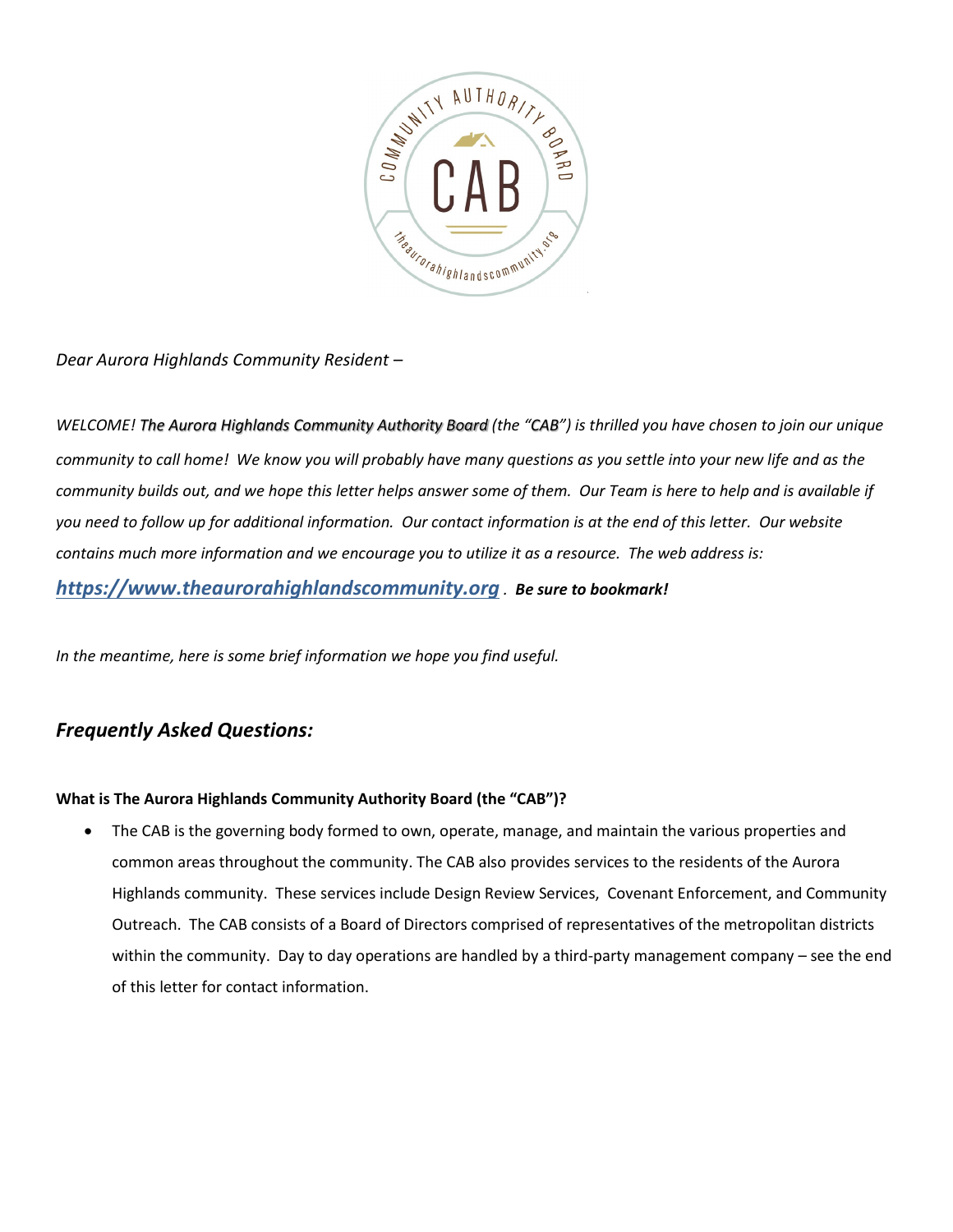*Dear Aurora Highlands Community Resident –*

*WELCOME! The Aurora Highlands Community Authority Board (the "CAB") is thrilled you have chosen to join our unique community to call home! We know you will probably have many questions as you settle into your new life and as the community builds out, and we hope this letter helps answer some of them. Our Team is here to help and is available if you need to follow up for additional information. Our contact information is at the end of this letter. Our website contains much more information and we encourage you to utilize it as a resource. The web address is:*

***https://www.theaurorahighlandscommunity.org*** . ***Be sure to bookmark!***

*In the meantime, here is some brief information we hope you find useful.*

## *Frequently Asked Questions:*

**What is The Aurora Highlands Community Authority Board (the "CAB")?**

- The CAB is the governing body formed to own, operate, manage, and maintain the various properties and common areas throughout the community. The CAB also provides services to the residents of the Aurora Highlands community. These services include Design Review Services, Covenant Enforcement, and Community Outreach. The CAB consists of a Board of Directors comprised of representatives of the metropolitan districts within the community. Day to day operations are handled by a third-party management company – see the end of this letter for contact information.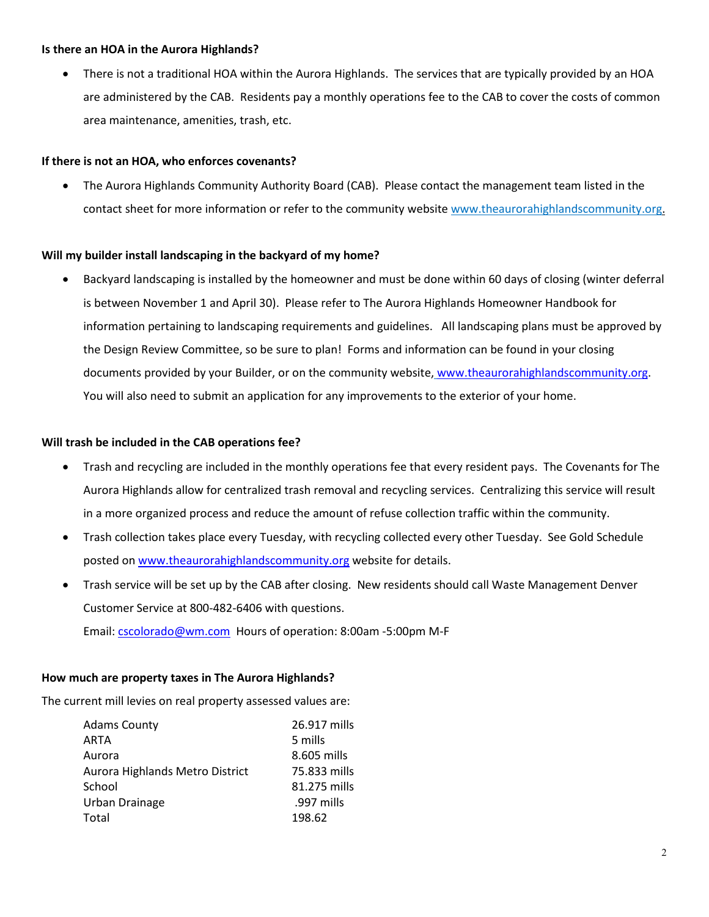**Is there an HOA in the Aurora Highlands?**

- There is not a traditional HOA within the Aurora Highlands. The services that are typically provided by an HOA are administered by the CAB. Residents pay a monthly operations fee to the CAB to cover the costs of common area maintenance, amenities, trash, etc.

**If there is not an HOA, who enforces covenants?**

- The Aurora Highlands Community Authority Board (CAB). Please contact the management team listed in the contact sheet for more information or refer to the community website www.theaurorahighlandscommunity.org.

**Will my builder install landscaping in the backyard of my home?**

- Backyard landscaping is installed by the homeowner and must be done within 60 days of closing (winter deferral is between November 1 and April 30). Please refer to The Aurora Highlands Homeowner Handbook for information pertaining to landscaping requirements and guidelines. All landscaping plans must be approved by the Design Review Committee, so be sure to plan! Forms and information can be found in your closing documents provided by your Builder, or on the community website, www.theaurorahighlandscommunity.org. You will also need to submit an application for any improvements to the exterior of your home.

**Will trash be included in the CAB operations fee?**

- Trash and recycling are included in the monthly operations fee that every resident pays. The Covenants for The Aurora Highlands allow for centralized trash removal and recycling services. Centralizing this service will result in a more organized process and reduce the amount of refuse collection traffic within the community.
- Trash collection takes place every Tuesday, with recycling collected every other Tuesday. See Gold Schedule posted on www.theaurorahighlandscommunity.org website for details.
- Trash service will be set up by the CAB after closing. New residents should call Waste Management Denver Customer Service at 800-482-6406 with questions.
  Email: cscolorado@wm.com Hours of operation: 8:00am -5:00pm M-F

**How much are property taxes in The Aurora Highlands?**

The current mill levies on real property assessed values are:

| | |
|---|---|
| Adams County | 26.917 mills |
| ARTA | 5 mills |
| Aurora | 8.605 mills |
| Aurora Highlands Metro District | 75.833 mills |
| School | 81.275 mills |
| Urban Drainage | .997 mills |
| Total | 198.62 |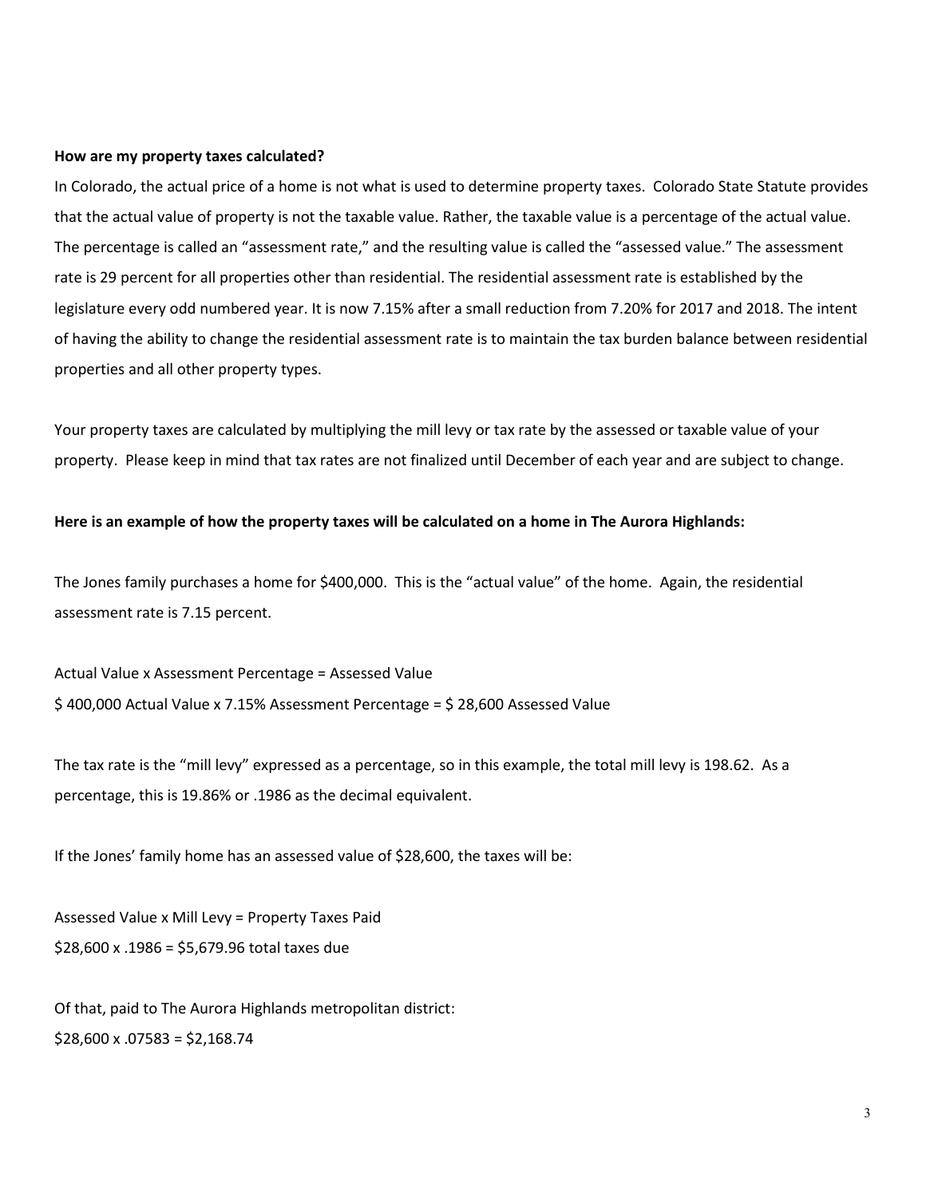**How are my property taxes calculated?**

In Colorado, the actual price of a home is not what is used to determine property taxes. Colorado State Statute provides that the actual value of property is not the taxable value. Rather, the taxable value is a percentage of the actual value. The percentage is called an "assessment rate," and the resulting value is called the "assessed value." The assessment rate is 29 percent for all properties other than residential. The residential assessment rate is established by the legislature every odd numbered year. It is now 7.15% after a small reduction from 7.20% for 2017 and 2018. The intent of having the ability to change the residential assessment rate is to maintain the tax burden balance between residential properties and all other property types.

Your property taxes are calculated by multiplying the mill levy or tax rate by the assessed or taxable value of your property. Please keep in mind that tax rates are not finalized until December of each year and are subject to change.

**Here is an example of how the property taxes will be calculated on a home in The Aurora Highlands:**

The Jones family purchases a home for $400,000. This is the "actual value" of the home. Again, the residential assessment rate is 7.15 percent.

Actual Value x Assessment Percentage = Assessed Value
$ 400,000 Actual Value x 7.15% Assessment Percentage = $ 28,600 Assessed Value

The tax rate is the "mill levy" expressed as a percentage, so in this example, the total mill levy is 198.62. As a percentage, this is 19.86% or .1986 as the decimal equivalent.

If the Jones' family home has an assessed value of $28,600, the taxes will be:

Assessed Value x Mill Levy = Property Taxes Paid
$28,600 x .1986 = $5,679.96 total taxes due

Of that, paid to The Aurora Highlands metropolitan district:
$28,600 x .07583 = $2,168.74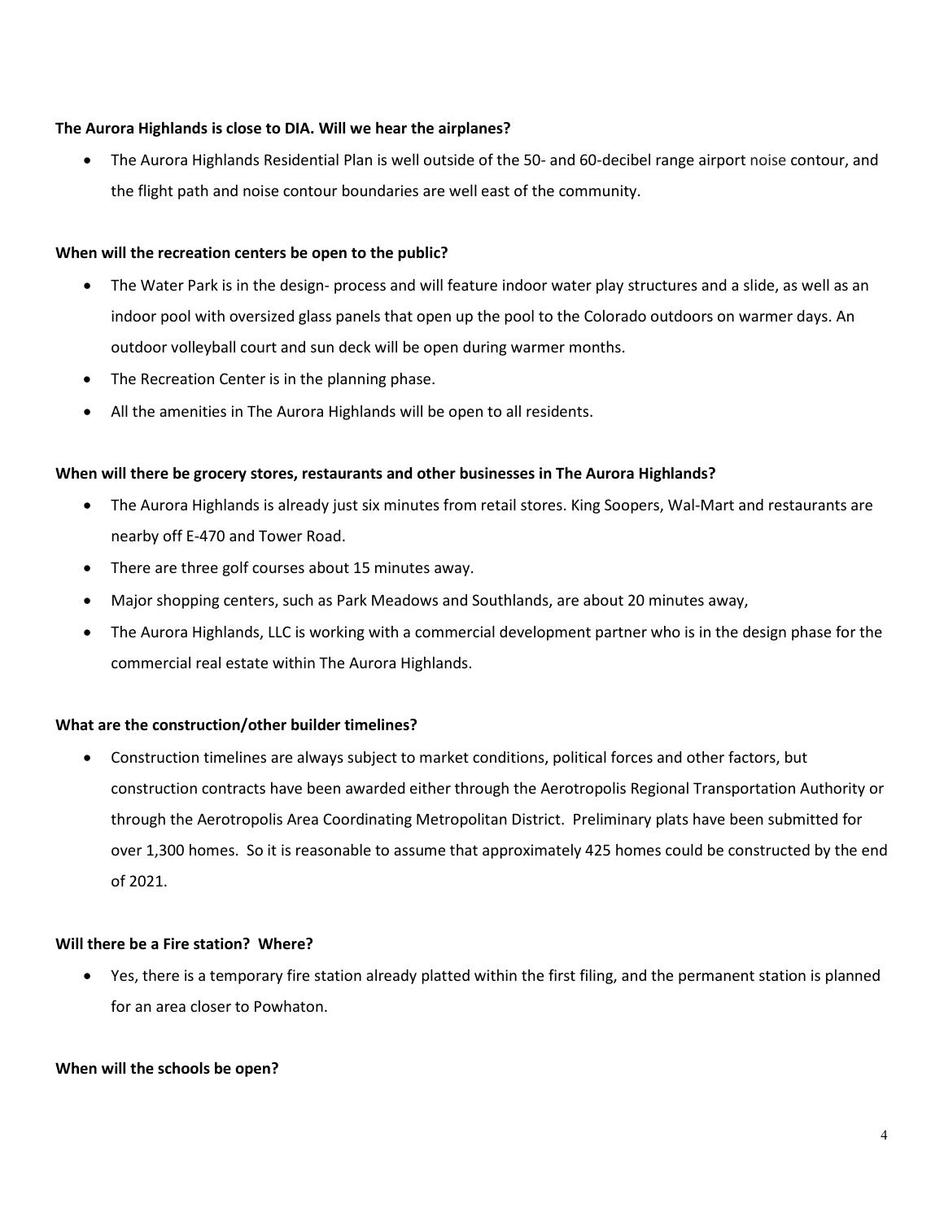**The Aurora Highlands is close to DIA. Will we hear the airplanes?**

- The Aurora Highlands Residential Plan is well outside of the 50- and 60-decibel range airport noise contour, and the flight path and noise contour boundaries are well east of the community.

**When will the recreation centers be open to the public?**

- The Water Park is in the design- process and will feature indoor water play structures and a slide, as well as an indoor pool with oversized glass panels that open up the pool to the Colorado outdoors on warmer days. An outdoor volleyball court and sun deck will be open during warmer months.
- The Recreation Center is in the planning phase.
- All the amenities in The Aurora Highlands will be open to all residents.

**When will there be grocery stores, restaurants and other businesses in The Aurora Highlands?**

- The Aurora Highlands is already just six minutes from retail stores. King Soopers, Wal-Mart and restaurants are nearby off E-470 and Tower Road.
- There are three golf courses about 15 minutes away.
- Major shopping centers, such as Park Meadows and Southlands, are about 20 minutes away,
- The Aurora Highlands, LLC is working with a commercial development partner who is in the design phase for the commercial real estate within The Aurora Highlands.

**What are the construction/other builder timelines?**

- Construction timelines are always subject to market conditions, political forces and other factors, but construction contracts have been awarded either through the Aerotropolis Regional Transportation Authority or through the Aerotropolis Area Coordinating Metropolitan District. Preliminary plats have been submitted for over 1,300 homes. So it is reasonable to assume that approximately 425 homes could be constructed by the end of 2021.

**Will there be a Fire station? Where?**

- Yes, there is a temporary fire station already platted within the first filing, and the permanent station is planned for an area closer to Powhaton.

**When will the schools be open?**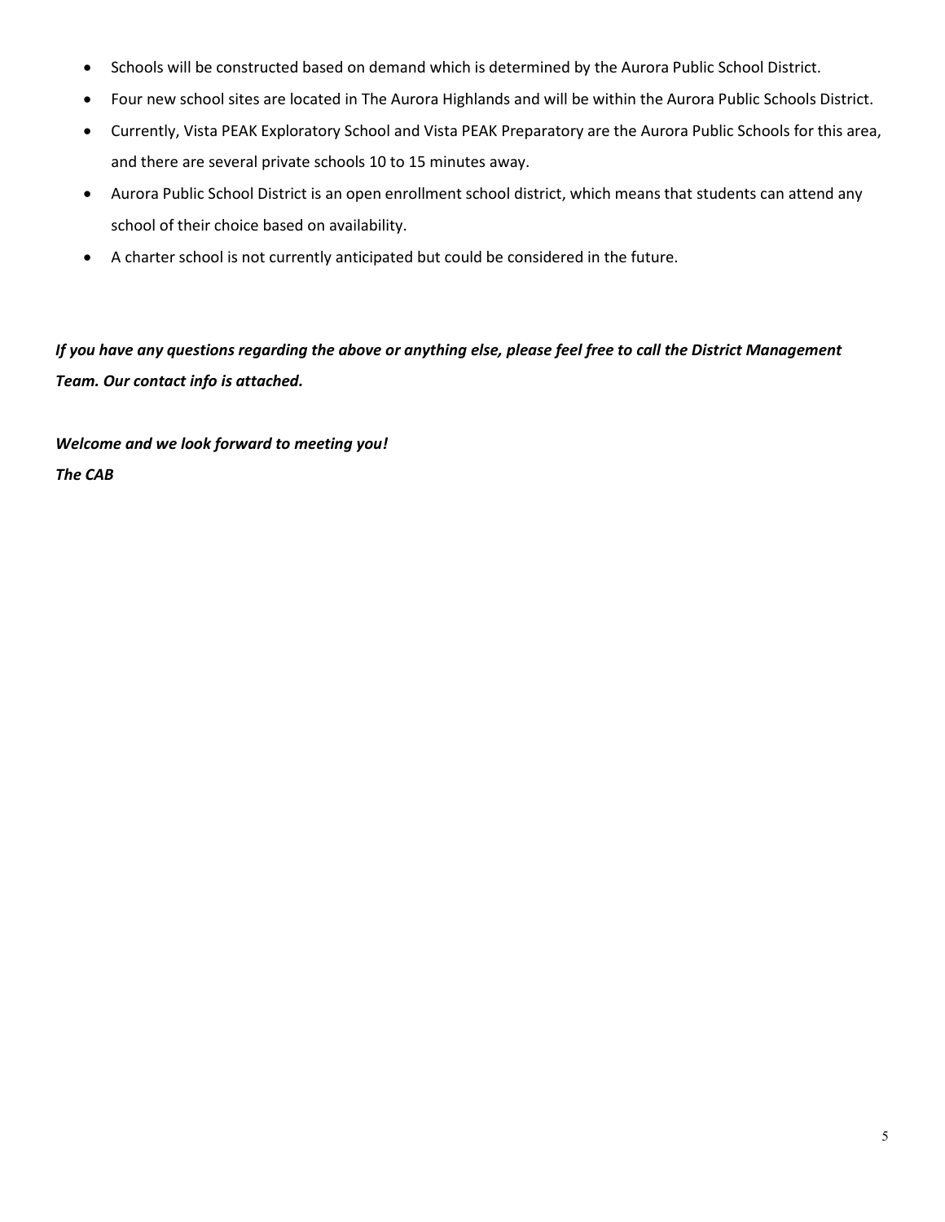- Schools will be constructed based on demand which is determined by the Aurora Public School District.
- Four new school sites are located in The Aurora Highlands and will be within the Aurora Public Schools District.
- Currently, Vista PEAK Exploratory School and Vista PEAK Preparatory are the Aurora Public Schools for this area, and there are several private schools 10 to 15 minutes away.
- Aurora Public School District is an open enrollment school district, which means that students can attend any school of their choice based on availability.
- A charter school is not currently anticipated but could be considered in the future.

***If you have any questions regarding the above or anything else, please feel free to call the District Management Team. Our contact info is attached.***

***Welcome and we look forward to meeting you!***
***The CAB***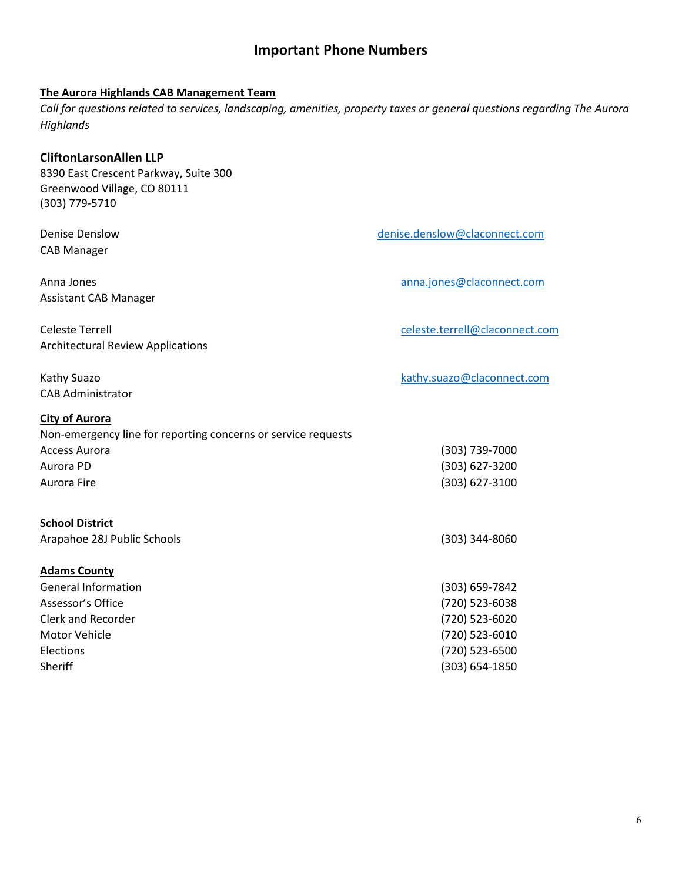# Important Phone Numbers

**The Aurora Highlands CAB Management Team**

*Call for questions related to services, landscaping, amenities, property taxes or general questions regarding The Aurora Highlands*

**CliftonLarsonAllen LLP**
8390 East Crescent Parkway, Suite 300
Greenwood Village, CO 80111
(303) 779-5710

| | |
|---|---|
| Denise Denslow<br>CAB Manager | denise.denslow@claconnect.com |
| Anna Jones<br>Assistant CAB Manager | anna.jones@claconnect.com |
| Celeste Terrell<br>Architectural Review Applications | celeste.terrell@claconnect.com |
| Kathy Suazo<br>CAB Administrator | kathy.suazo@claconnect.com |

**City of Aurora**

Non-emergency line for reporting concerns or service requests

| | |
|---|---|
| Access Aurora | (303) 739-7000 |
| Aurora PD | (303) 627-3200 |
| Aurora Fire | (303) 627-3100 |

**School District**

| | |
|---|---|
| Arapahoe 28J Public Schools | (303) 344-8060 |

**Adams County**

| | |
|---|---|
| General Information | (303) 659-7842 |
| Assessor's Office | (720) 523-6038 |
| Clerk and Recorder | (720) 523-6020 |
| Motor Vehicle | (720) 523-6010 |
| Elections | (720) 523-6500 |
| Sheriff | (303) 654-1850 |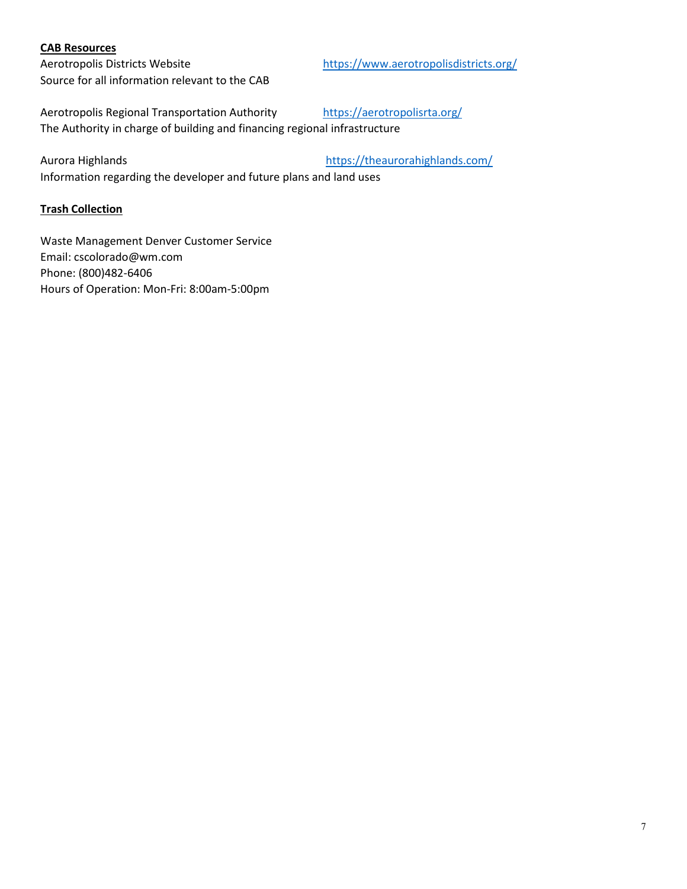**CAB Resources**

Aerotropolis Districts Website https://www.aerotropolisdistricts.org/
Source for all information relevant to the CAB

Aerotropolis Regional Transportation Authority https://aerotropolisrta.org/
The Authority in charge of building and financing regional infrastructure

Aurora Highlands https://theaurorahighlands.com/
Information regarding the developer and future plans and land uses

**Trash Collection**

Waste Management Denver Customer Service
Email: cscolorado@wm.com
Phone: (800)482-6406
Hours of Operation: Mon-Fri: 8:00am-5:00pm